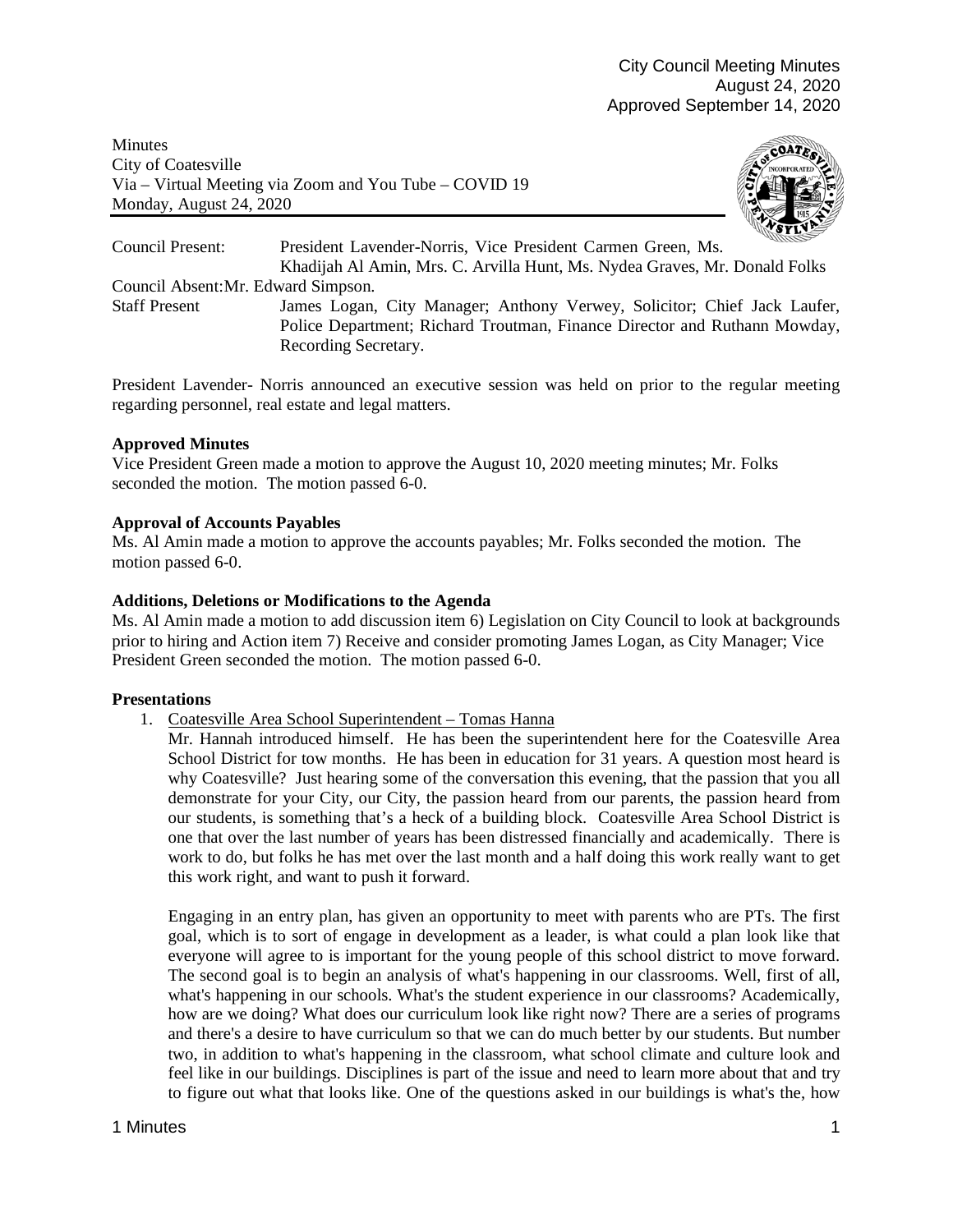City Council Meeting Minutes
August 24, 2020
Approved September 14, 2020

Minutes
City of Coatesville
Via – Virtual Meeting via Zoom and You Tube – COVID 19
Monday, August 24, 2020

Council Present: President Lavender-Norris, Vice President Carmen Green, Ms. Khadijah Al Amin, Mrs. C. Arvilla Hunt, Ms. Nydea Graves, Mr. Donald Folks

Council Absent: Mr. Edward Simpson.

Staff Present: James Logan, City Manager; Anthony Verwey, Solicitor; Chief Jack Laufer, Police Department; Richard Troutman, Finance Director and Ruthann Mowday, Recording Secretary.

President Lavender- Norris announced an executive session was held on prior to the regular meeting regarding personnel, real estate and legal matters.

**Approved Minutes**

Vice President Green made a motion to approve the August 10, 2020 meeting minutes; Mr. Folks seconded the motion. The motion passed 6-0.

**Approval of Accounts Payables**

Ms. Al Amin made a motion to approve the accounts payables; Mr. Folks seconded the motion. The motion passed 6-0.

**Additions, Deletions or Modifications to the Agenda**

Ms. Al Amin made a motion to add discussion item 6) Legislation on City Council to look at backgrounds prior to hiring and Action item 7) Receive and consider promoting James Logan, as City Manager; Vice President Green seconded the motion. The motion passed 6-0.

**Presentations**

1. Coatesville Area School Superintendent – Tomas Hanna

   Mr. Hannah introduced himself. He has been the superintendent here for the Coatesville Area School District for tow months. He has been in education for 31 years. A question most heard is why Coatesville? Just hearing some of the conversation this evening, that the passion that you all demonstrate for your City, our City, the passion heard from our parents, the passion heard from our students, is something that's a heck of a building block. Coatesville Area School District is one that over the last number of years has been distressed financially and academically. There is work to do, but folks he has met over the last month and a half doing this work really want to get this work right, and want to push it forward.

   Engaging in an entry plan, has given an opportunity to meet with parents who are PTs. The first goal, which is to sort of engage in development as a leader, is what could a plan look like that everyone will agree to is important for the young people of this school district to move forward. The second goal is to begin an analysis of what's happening in our classrooms. Well, first of all, what's happening in our schools. What's the student experience in our classrooms? Academically, how are we doing? What does our curriculum look like right now? There are a series of programs and there's a desire to have curriculum so that we can do much better by our students. But number two, in addition to what's happening in the classroom, what school climate and culture look and feel like in our buildings. Disciplines is part of the issue and need to learn more about that and try to figure out what that looks like. One of the questions asked in our buildings is what's the, how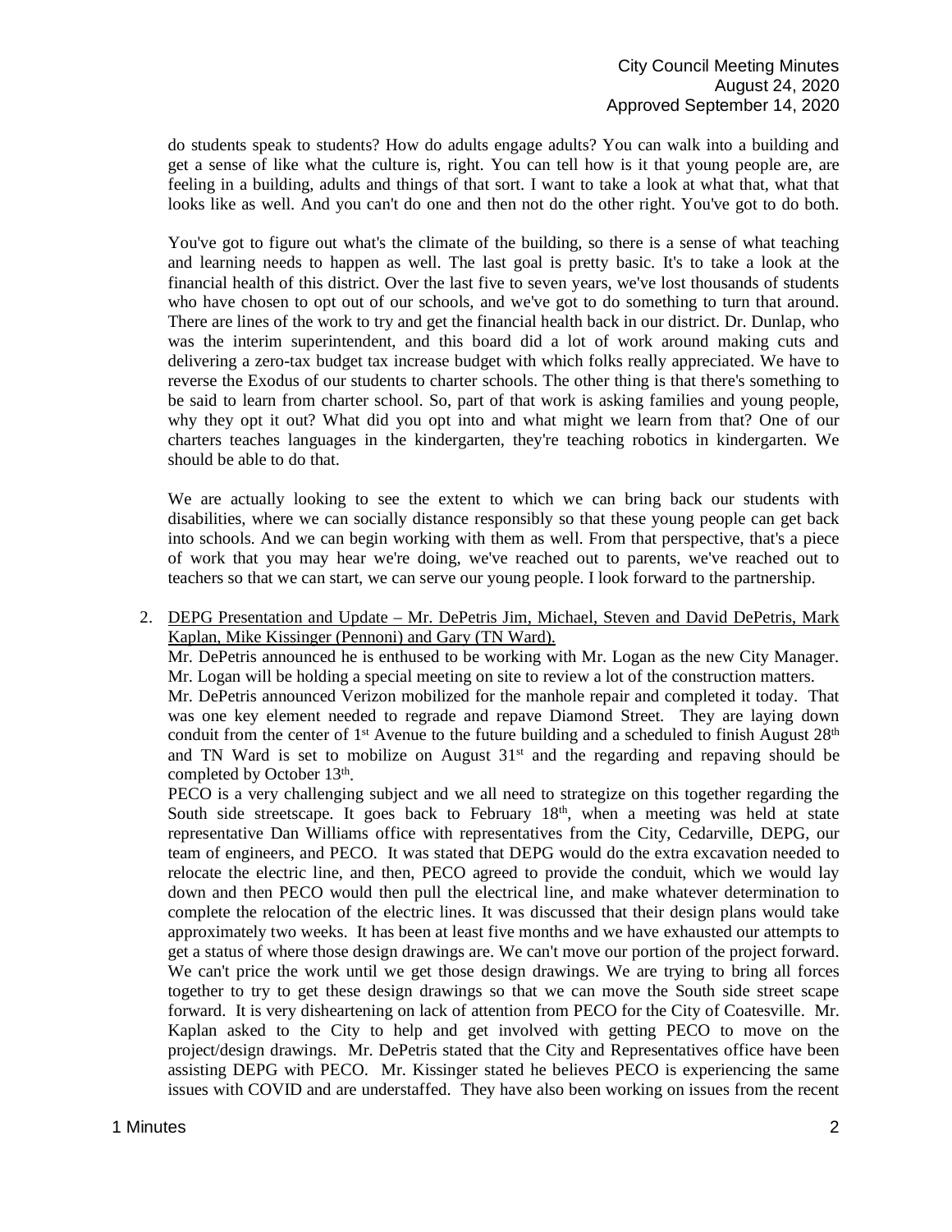do students speak to students? How do adults engage adults? You can walk into a building and get a sense of like what the culture is, right. You can tell how is it that young people are, are feeling in a building, adults and things of that sort. I want to take a look at what that, what that looks like as well. And you can't do one and then not do the other right. You've got to do both.

You've got to figure out what's the climate of the building, so there is a sense of what teaching and learning needs to happen as well. The last goal is pretty basic. It's to take a look at the financial health of this district. Over the last five to seven years, we've lost thousands of students who have chosen to opt out of our schools, and we've got to do something to turn that around. There are lines of the work to try and get the financial health back in our district. Dr. Dunlap, who was the interim superintendent, and this board did a lot of work around making cuts and delivering a zero-tax budget tax increase budget with which folks really appreciated. We have to reverse the Exodus of our students to charter schools. The other thing is that there's something to be said to learn from charter school. So, part of that work is asking families and young people, why they opt it out? What did you opt into and what might we learn from that? One of our charters teaches languages in the kindergarten, they're teaching robotics in kindergarten. We should be able to do that.

We are actually looking to see the extent to which we can bring back our students with disabilities, where we can socially distance responsibly so that these young people can get back into schools. And we can begin working with them as well. From that perspective, that's a piece of work that you may hear we're doing, we've reached out to parents, we've reached out to teachers so that we can start, we can serve our young people. I look forward to the partnership.

2. <u>DEPG Presentation and Update – Mr. DePetris Jim, Michael, Steven and David DePetris, Mark Kaplan, Mike Kissinger (Pennoni) and Gary (TN Ward).</u>

   Mr. DePetris announced he is enthused to be working with Mr. Logan as the new City Manager. Mr. Logan will be holding a special meeting on site to review a lot of the construction matters.

   Mr. DePetris announced Verizon mobilized for the manhole repair and completed it today. That was one key element needed to regrade and repave Diamond Street. They are laying down conduit from the center of 1st Avenue to the future building and a scheduled to finish August 28th and TN Ward is set to mobilize on August 31st and the regarding and repaving should be completed by October 13th.

   PECO is a very challenging subject and we all need to strategize on this together regarding the South side streetscape. It goes back to February 18th, when a meeting was held at state representative Dan Williams office with representatives from the City, Cedarville, DEPG, our team of engineers, and PECO. It was stated that DEPG would do the extra excavation needed to relocate the electric line, and then, PECO agreed to provide the conduit, which we would lay down and then PECO would then pull the electrical line, and make whatever determination to complete the relocation of the electric lines. It was discussed that their design plans would take approximately two weeks. It has been at least five months and we have exhausted our attempts to get a status of where those design drawings are. We can't move our portion of the project forward. We can't price the work until we get those design drawings. We are trying to bring all forces together to try to get these design drawings so that we can move the South side street scape forward. It is very disheartening on lack of attention from PECO for the City of Coatesville. Mr. Kaplan asked to the City to help and get involved with getting PECO to move on the project/design drawings. Mr. DePetris stated that the City and Representatives office have been assisting DEPG with PECO. Mr. Kissinger stated he believes PECO is experiencing the same issues with COVID and are understaffed. They have also been working on issues from the recent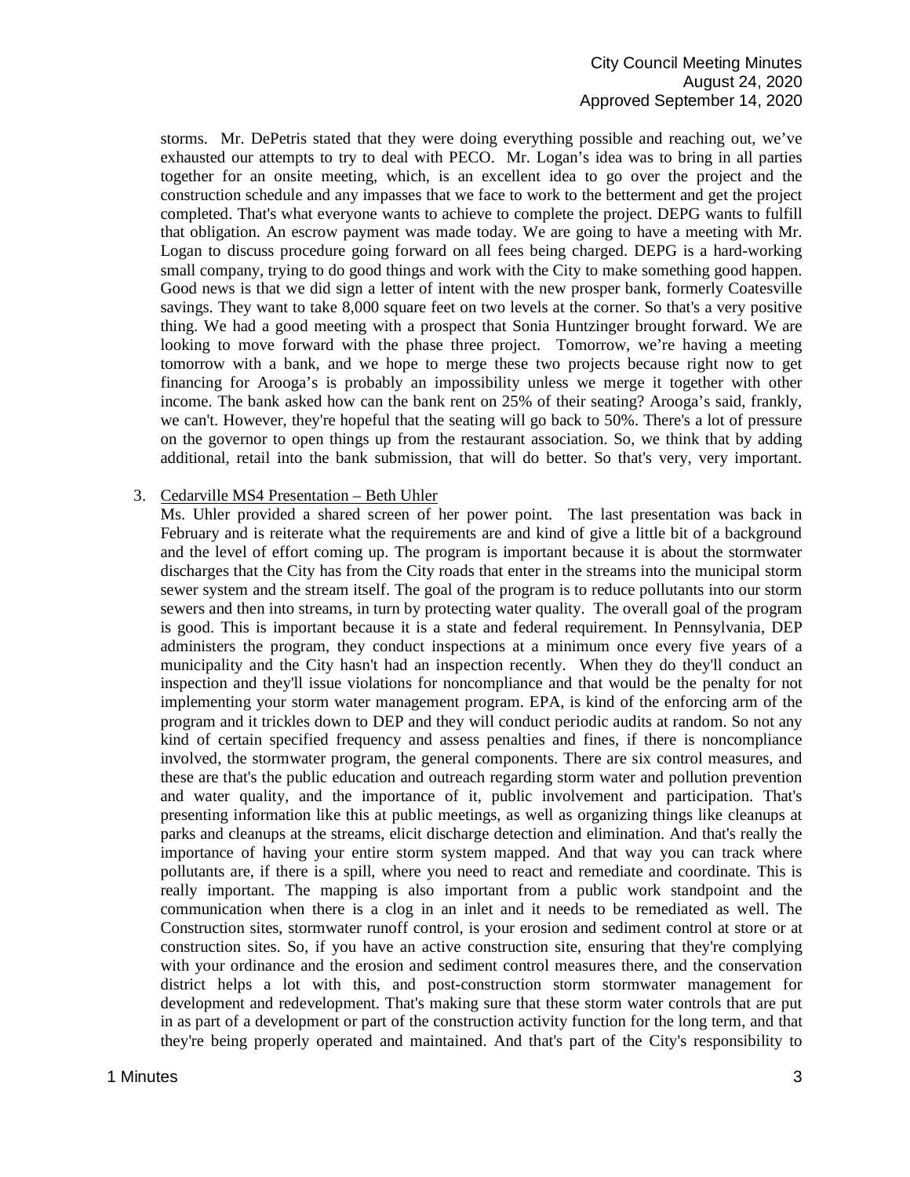storms. Mr. DePetris stated that they were doing everything possible and reaching out, we've exhausted our attempts to try to deal with PECO. Mr. Logan's idea was to bring in all parties together for an onsite meeting, which, is an excellent idea to go over the project and the construction schedule and any impasses that we face to work to the betterment and get the project completed. That's what everyone wants to achieve to complete the project. DEPG wants to fulfill that obligation. An escrow payment was made today. We are going to have a meeting with Mr. Logan to discuss procedure going forward on all fees being charged. DEPG is a hard-working small company, trying to do good things and work with the City to make something good happen. Good news is that we did sign a letter of intent with the new prosper bank, formerly Coatesville savings. They want to take 8,000 square feet on two levels at the corner. So that's a very positive thing. We had a good meeting with a prospect that Sonia Huntzinger brought forward. We are looking to move forward with the phase three project. Tomorrow, we're having a meeting tomorrow with a bank, and we hope to merge these two projects because right now to get financing for Arooga's is probably an impossibility unless we merge it together with other income. The bank asked how can the bank rent on 25% of their seating? Arooga's said, frankly, we can't. However, they're hopeful that the seating will go back to 50%. There's a lot of pressure on the governor to open things up from the restaurant association. So, we think that by adding additional, retail into the bank submission, that will do better. So that's very, very important.

3. Cedarville MS4 Presentation – Beth Uhler

   Ms. Uhler provided a shared screen of her power point. The last presentation was back in February and is reiterate what the requirements are and kind of give a little bit of a background and the level of effort coming up. The program is important because it is about the stormwater discharges that the City has from the City roads that enter in the streams into the municipal storm sewer system and the stream itself. The goal of the program is to reduce pollutants into our storm sewers and then into streams, in turn by protecting water quality. The overall goal of the program is good. This is important because it is a state and federal requirement. In Pennsylvania, DEP administers the program, they conduct inspections at a minimum once every five years of a municipality and the City hasn't had an inspection recently. When they do they'll conduct an inspection and they'll issue violations for noncompliance and that would be the penalty for not implementing your storm water management program. EPA, is kind of the enforcing arm of the program and it trickles down to DEP and they will conduct periodic audits at random. So not any kind of certain specified frequency and assess penalties and fines, if there is noncompliance involved, the stormwater program, the general components. There are six control measures, and these are that's the public education and outreach regarding storm water and pollution prevention and water quality, and the importance of it, public involvement and participation. That's presenting information like this at public meetings, as well as organizing things like cleanups at parks and cleanups at the streams, elicit discharge detection and elimination. And that's really the importance of having your entire storm system mapped. And that way you can track where pollutants are, if there is a spill, where you need to react and remediate and coordinate. This is really important. The mapping is also important from a public work standpoint and the communication when there is a clog in an inlet and it needs to be remediated as well. The Construction sites, stormwater runoff control, is your erosion and sediment control at store or at construction sites. So, if you have an active construction site, ensuring that they're complying with your ordinance and the erosion and sediment control measures there, and the conservation district helps a lot with this, and post-construction storm stormwater management for development and redevelopment. That's making sure that these storm water controls that are put in as part of a development or part of the construction activity function for the long term, and that they're being properly operated and maintained. And that's part of the City's responsibility to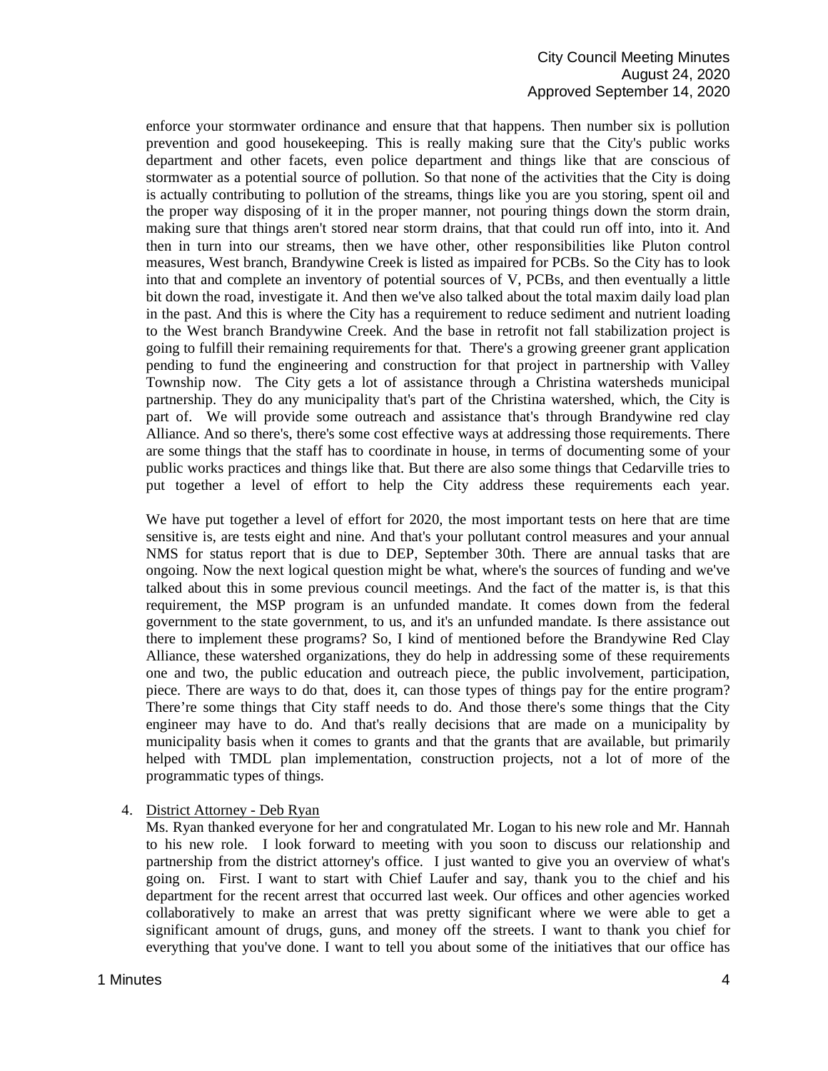enforce your stormwater ordinance and ensure that that happens. Then number six is pollution prevention and good housekeeping. This is really making sure that the City's public works department and other facets, even police department and things like that are conscious of stormwater as a potential source of pollution. So that none of the activities that the City is doing is actually contributing to pollution of the streams, things like you are you storing, spent oil and the proper way disposing of it in the proper manner, not pouring things down the storm drain, making sure that things aren't stored near storm drains, that that could run off into, into it. And then in turn into our streams, then we have other, other responsibilities like Pluton control measures, West branch, Brandywine Creek is listed as impaired for PCBs. So the City has to look into that and complete an inventory of potential sources of V, PCBs, and then eventually a little bit down the road, investigate it. And then we've also talked about the total maxim daily load plan in the past. And this is where the City has a requirement to reduce sediment and nutrient loading to the West branch Brandywine Creek. And the base in retrofit not fall stabilization project is going to fulfill their remaining requirements for that. There's a growing greener grant application pending to fund the engineering and construction for that project in partnership with Valley Township now. The City gets a lot of assistance through a Christina watersheds municipal partnership. They do any municipality that's part of the Christina watershed, which, the City is part of. We will provide some outreach and assistance that's through Brandywine red clay Alliance. And so there's, there's some cost effective ways at addressing those requirements. There are some things that the staff has to coordinate in house, in terms of documenting some of your public works practices and things like that. But there are also some things that Cedarville tries to put together a level of effort to help the City address these requirements each year.

We have put together a level of effort for 2020, the most important tests on here that are time sensitive is, are tests eight and nine. And that's your pollutant control measures and your annual NMS for status report that is due to DEP, September 30th. There are annual tasks that are ongoing. Now the next logical question might be what, where's the sources of funding and we've talked about this in some previous council meetings. And the fact of the matter is, is that this requirement, the MSP program is an unfunded mandate. It comes down from the federal government to the state government, to us, and it's an unfunded mandate. Is there assistance out there to implement these programs? So, I kind of mentioned before the Brandywine Red Clay Alliance, these watershed organizations, they do help in addressing some of these requirements one and two, the public education and outreach piece, the public involvement, participation, piece. There are ways to do that, does it, can those types of things pay for the entire program? There're some things that City staff needs to do. And those there's some things that the City engineer may have to do. And that's really decisions that are made on a municipality by municipality basis when it comes to grants and that the grants that are available, but primarily helped with TMDL plan implementation, construction projects, not a lot of more of the programmatic types of things.

4. <u>District Attorney - Deb Ryan</u>

   Ms. Ryan thanked everyone for her and congratulated Mr. Logan to his new role and Mr. Hannah to his new role. I look forward to meeting with you soon to discuss our relationship and partnership from the district attorney's office. I just wanted to give you an overview of what's going on. First. I want to start with Chief Laufer and say, thank you to the chief and his department for the recent arrest that occurred last week. Our offices and other agencies worked collaboratively to make an arrest that was pretty significant where we were able to get a significant amount of drugs, guns, and money off the streets. I want to thank you chief for everything that you've done. I want to tell you about some of the initiatives that our office has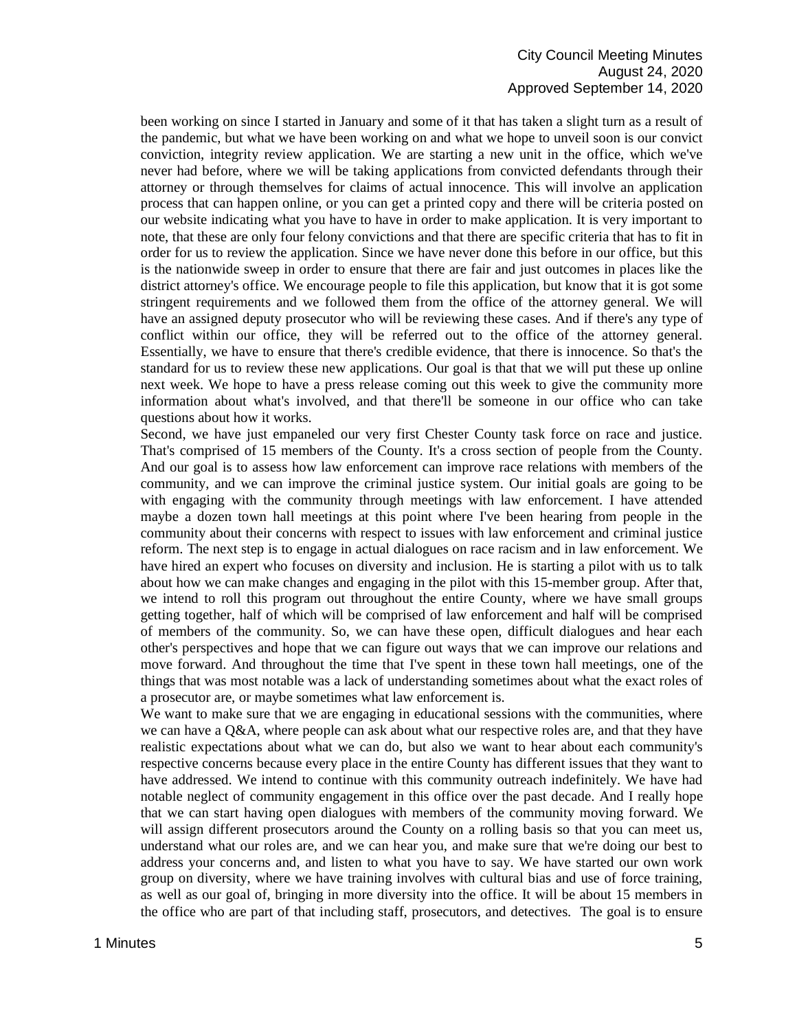been working on since I started in January and some of it that has taken a slight turn as a result of the pandemic, but what we have been working on and what we hope to unveil soon is our convict conviction, integrity review application. We are starting a new unit in the office, which we've never had before, where we will be taking applications from convicted defendants through their attorney or through themselves for claims of actual innocence. This will involve an application process that can happen online, or you can get a printed copy and there will be criteria posted on our website indicating what you have to have in order to make application. It is very important to note, that these are only four felony convictions and that there are specific criteria that has to fit in order for us to review the application. Since we have never done this before in our office, but this is the nationwide sweep in order to ensure that there are fair and just outcomes in places like the district attorney's office. We encourage people to file this application, but know that it is got some stringent requirements and we followed them from the office of the attorney general. We will have an assigned deputy prosecutor who will be reviewing these cases. And if there's any type of conflict within our office, they will be referred out to the office of the attorney general. Essentially, we have to ensure that there's credible evidence, that there is innocence. So that's the standard for us to review these new applications. Our goal is that that we will put these up online next week. We hope to have a press release coming out this week to give the community more information about what's involved, and that there'll be someone in our office who can take questions about how it works.

Second, we have just empaneled our very first Chester County task force on race and justice. That's comprised of 15 members of the County. It's a cross section of people from the County. And our goal is to assess how law enforcement can improve race relations with members of the community, and we can improve the criminal justice system. Our initial goals are going to be with engaging with the community through meetings with law enforcement. I have attended maybe a dozen town hall meetings at this point where I've been hearing from people in the community about their concerns with respect to issues with law enforcement and criminal justice reform. The next step is to engage in actual dialogues on race racism and in law enforcement. We have hired an expert who focuses on diversity and inclusion. He is starting a pilot with us to talk about how we can make changes and engaging in the pilot with this 15-member group. After that, we intend to roll this program out throughout the entire County, where we have small groups getting together, half of which will be comprised of law enforcement and half will be comprised of members of the community. So, we can have these open, difficult dialogues and hear each other's perspectives and hope that we can figure out ways that we can improve our relations and move forward. And throughout the time that I've spent in these town hall meetings, one of the things that was most notable was a lack of understanding sometimes about what the exact roles of a prosecutor are, or maybe sometimes what law enforcement is.

We want to make sure that we are engaging in educational sessions with the communities, where we can have a Q&A, where people can ask about what our respective roles are, and that they have realistic expectations about what we can do, but also we want to hear about each community's respective concerns because every place in the entire County has different issues that they want to have addressed. We intend to continue with this community outreach indefinitely. We have had notable neglect of community engagement in this office over the past decade. And I really hope that we can start having open dialogues with members of the community moving forward. We will assign different prosecutors around the County on a rolling basis so that you can meet us, understand what our roles are, and we can hear you, and make sure that we're doing our best to address your concerns and, and listen to what you have to say. We have started our own work group on diversity, where we have training involves with cultural bias and use of force training, as well as our goal of, bringing in more diversity into the office. It will be about 15 members in the office who are part of that including staff, prosecutors, and detectives. The goal is to ensure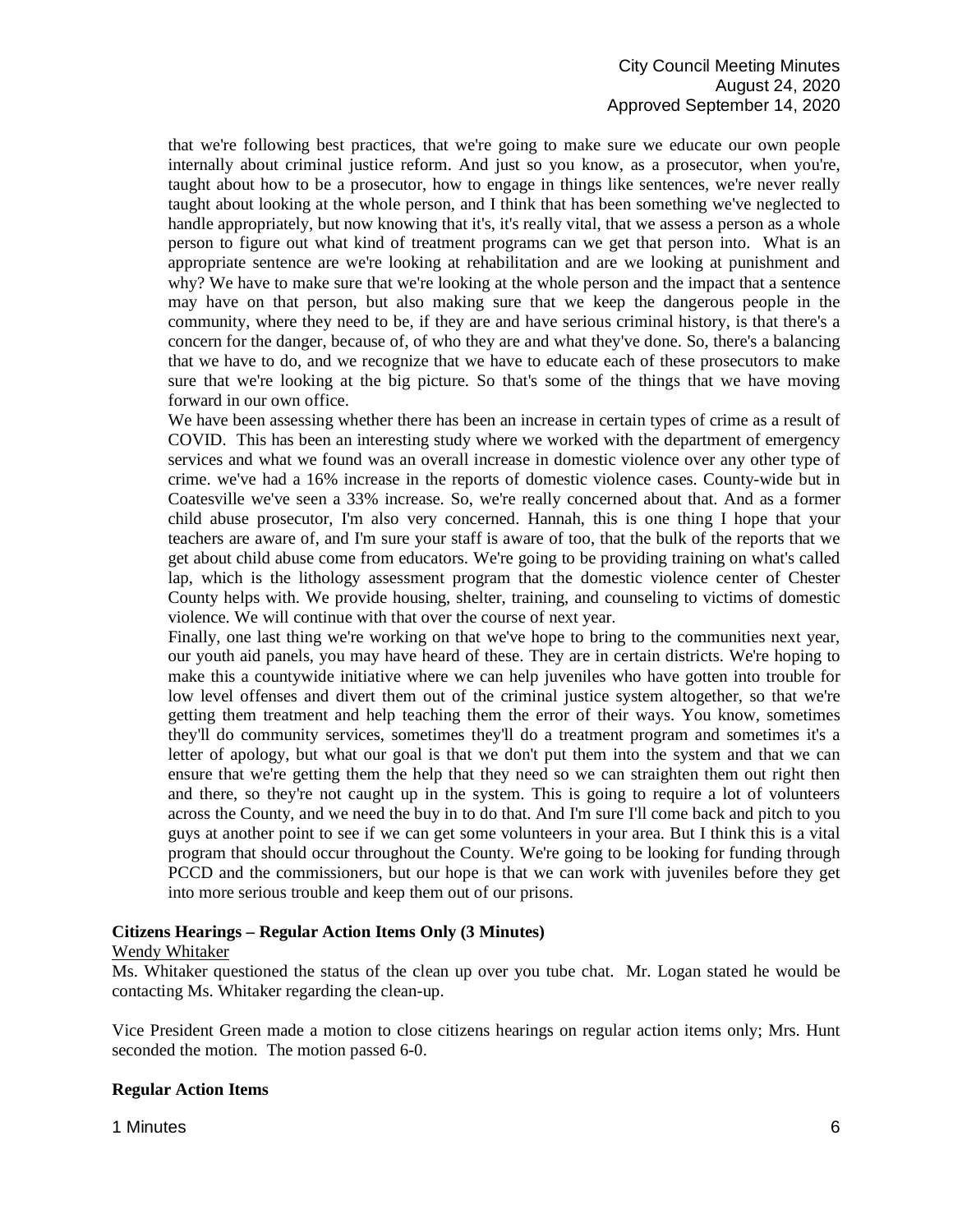that we're following best practices, that we're going to make sure we educate our own people internally about criminal justice reform. And just so you know, as a prosecutor, when you're, taught about how to be a prosecutor, how to engage in things like sentences, we're never really taught about looking at the whole person, and I think that has been something we've neglected to handle appropriately, but now knowing that it's, it's really vital, that we assess a person as a whole person to figure out what kind of treatment programs can we get that person into. What is an appropriate sentence are we're looking at rehabilitation and are we looking at punishment and why? We have to make sure that we're looking at the whole person and the impact that a sentence may have on that person, but also making sure that we keep the dangerous people in the community, where they need to be, if they are and have serious criminal history, is that there's a concern for the danger, because of, of who they are and what they've done. So, there's a balancing that we have to do, and we recognize that we have to educate each of these prosecutors to make sure that we're looking at the big picture. So that's some of the things that we have moving forward in our own office.

We have been assessing whether there has been an increase in certain types of crime as a result of COVID. This has been an interesting study where we worked with the department of emergency services and what we found was an overall increase in domestic violence over any other type of crime. we've had a 16% increase in the reports of domestic violence cases. County-wide but in Coatesville we've seen a 33% increase. So, we're really concerned about that. And as a former child abuse prosecutor, I'm also very concerned. Hannah, this is one thing I hope that your teachers are aware of, and I'm sure your staff is aware of too, that the bulk of the reports that we get about child abuse come from educators. We're going to be providing training on what's called lap, which is the lithology assessment program that the domestic violence center of Chester County helps with. We provide housing, shelter, training, and counseling to victims of domestic violence. We will continue with that over the course of next year.

Finally, one last thing we're working on that we've hope to bring to the communities next year, our youth aid panels, you may have heard of these. They are in certain districts. We're hoping to make this a countywide initiative where we can help juveniles who have gotten into trouble for low level offenses and divert them out of the criminal justice system altogether, so that we're getting them treatment and help teaching them the error of their ways. You know, sometimes they'll do community services, sometimes they'll do a treatment program and sometimes it's a letter of apology, but what our goal is that we don't put them into the system and that we can ensure that we're getting them the help that they need so we can straighten them out right then and there, so they're not caught up in the system. This is going to require a lot of volunteers across the County, and we need the buy in to do that. And I'm sure I'll come back and pitch to you guys at another point to see if we can get some volunteers in your area. But I think this is a vital program that should occur throughout the County. We're going to be looking for funding through PCCD and the commissioners, but our hope is that we can work with juveniles before they get into more serious trouble and keep them out of our prisons.

**Citizens Hearings – Regular Action Items Only (3 Minutes)**

Wendy Whitaker

Ms. Whitaker questioned the status of the clean up over you tube chat. Mr. Logan stated he would be contacting Ms. Whitaker regarding the clean-up.

Vice President Green made a motion to close citizens hearings on regular action items only; Mrs. Hunt seconded the motion. The motion passed 6-0.

**Regular Action Items**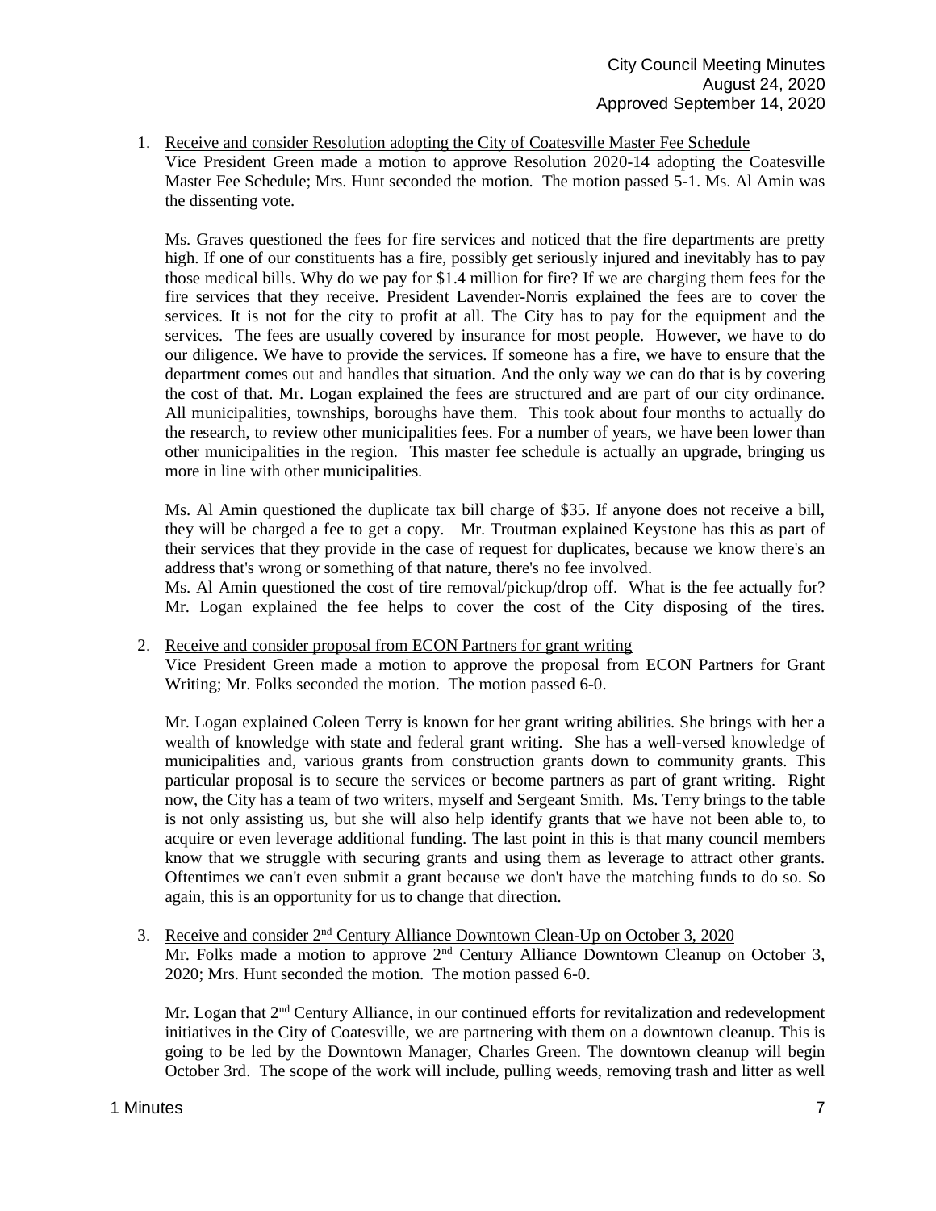1. Receive and consider Resolution adopting the City of Coatesville Master Fee Schedule

   Vice President Green made a motion to approve Resolution 2020-14 adopting the Coatesville Master Fee Schedule; Mrs. Hunt seconded the motion. The motion passed 5-1. Ms. Al Amin was the dissenting vote.

   Ms. Graves questioned the fees for fire services and noticed that the fire departments are pretty high. If one of our constituents has a fire, possibly get seriously injured and inevitably has to pay those medical bills. Why do we pay for $1.4 million for fire? If we are charging them fees for the fire services that they receive. President Lavender-Norris explained the fees are to cover the services. It is not for the city to profit at all. The City has to pay for the equipment and the services. The fees are usually covered by insurance for most people. However, we have to do our diligence. We have to provide the services. If someone has a fire, we have to ensure that the department comes out and handles that situation. And the only way we can do that is by covering the cost of that. Mr. Logan explained the fees are structured and are part of our city ordinance. All municipalities, townships, boroughs have them. This took about four months to actually do the research, to review other municipalities fees. For a number of years, we have been lower than other municipalities in the region. This master fee schedule is actually an upgrade, bringing us more in line with other municipalities.

   Ms. Al Amin questioned the duplicate tax bill charge of $35. If anyone does not receive a bill, they will be charged a fee to get a copy. Mr. Troutman explained Keystone has this as part of their services that they provide in the case of request for duplicates, because we know there's an address that's wrong or something of that nature, there's no fee involved.

   Ms. Al Amin questioned the cost of tire removal/pickup/drop off. What is the fee actually for? Mr. Logan explained the fee helps to cover the cost of the City disposing of the tires.

2. Receive and consider proposal from ECON Partners for grant writing

   Vice President Green made a motion to approve the proposal from ECON Partners for Grant Writing; Mr. Folks seconded the motion. The motion passed 6-0.

   Mr. Logan explained Coleen Terry is known for her grant writing abilities. She brings with her a wealth of knowledge with state and federal grant writing. She has a well-versed knowledge of municipalities and, various grants from construction grants down to community grants. This particular proposal is to secure the services or become partners as part of grant writing. Right now, the City has a team of two writers, myself and Sergeant Smith. Ms. Terry brings to the table is not only assisting us, but she will also help identify grants that we have not been able to, to acquire or even leverage additional funding. The last point in this is that many council members know that we struggle with securing grants and using them as leverage to attract other grants. Oftentimes we can't even submit a grant because we don't have the matching funds to do so. So again, this is an opportunity for us to change that direction.

3. Receive and consider 2nd Century Alliance Downtown Clean-Up on October 3, 2020

   Mr. Folks made a motion to approve 2nd Century Alliance Downtown Cleanup on October 3, 2020; Mrs. Hunt seconded the motion. The motion passed 6-0.

   Mr. Logan that 2nd Century Alliance, in our continued efforts for revitalization and redevelopment initiatives in the City of Coatesville, we are partnering with them on a downtown cleanup. This is going to be led by the Downtown Manager, Charles Green. The downtown cleanup will begin October 3rd. The scope of the work will include, pulling weeds, removing trash and litter as well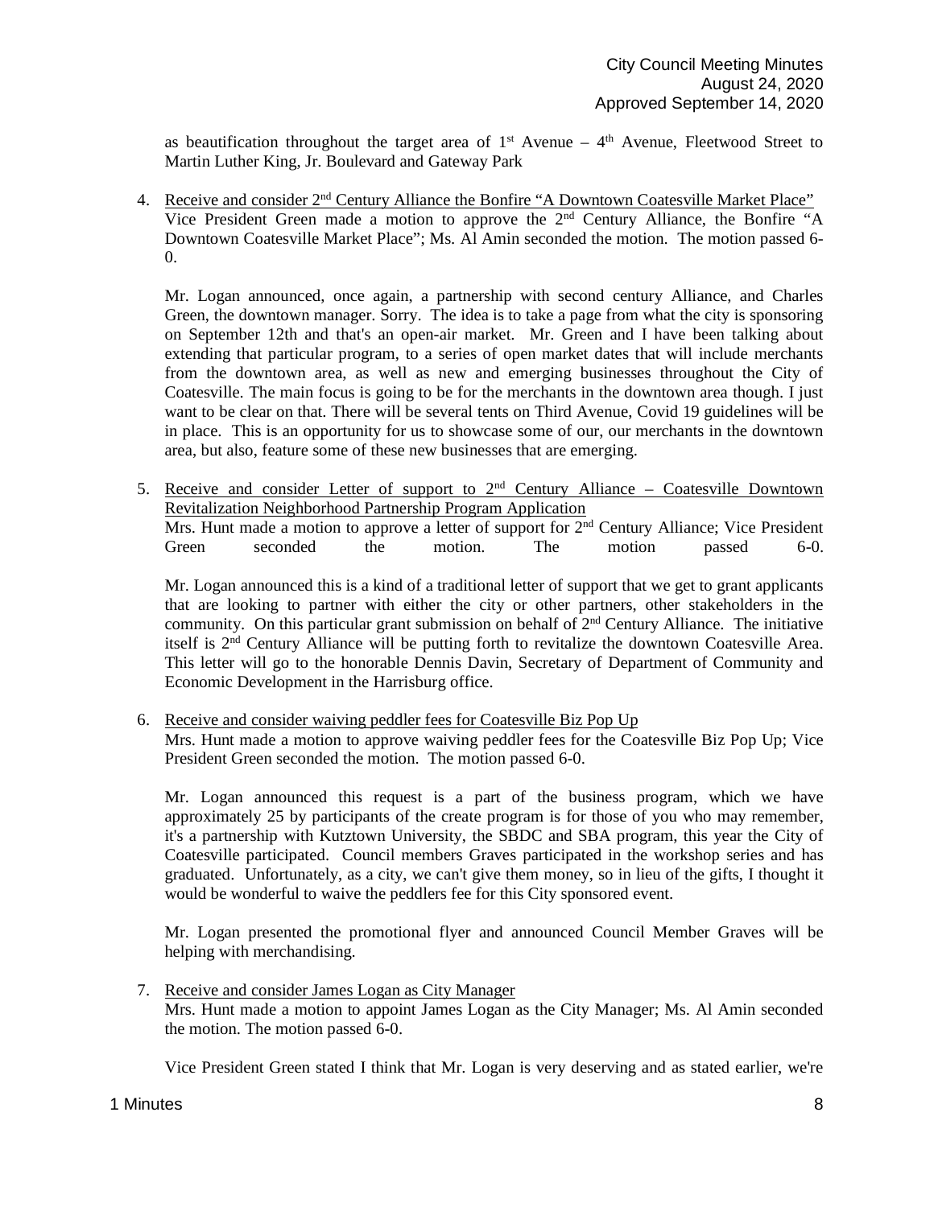as beautification throughout the target area of 1st Avenue – 4th Avenue, Fleetwood Street to Martin Luther King, Jr. Boulevard and Gateway Park

4. Receive and consider 2nd Century Alliance the Bonfire "A Downtown Coatesville Market Place"
   Vice President Green made a motion to approve the 2nd Century Alliance, the Bonfire "A Downtown Coatesville Market Place"; Ms. Al Amin seconded the motion. The motion passed 6-0.

   Mr. Logan announced, once again, a partnership with second century Alliance, and Charles Green, the downtown manager. Sorry. The idea is to take a page from what the city is sponsoring on September 12th and that's an open-air market. Mr. Green and I have been talking about extending that particular program, to a series of open market dates that will include merchants from the downtown area, as well as new and emerging businesses throughout the City of Coatesville. The main focus is going to be for the merchants in the downtown area though. I just want to be clear on that. There will be several tents on Third Avenue, Covid 19 guidelines will be in place. This is an opportunity for us to showcase some of our, our merchants in the downtown area, but also, feature some of these new businesses that are emerging.

5. Receive and consider Letter of support to 2nd Century Alliance – Coatesville Downtown Revitalization Neighborhood Partnership Program Application
   Mrs. Hunt made a motion to approve a letter of support for 2nd Century Alliance; Vice President Green seconded the motion. The motion passed 6-0.

   Mr. Logan announced this is a kind of a traditional letter of support that we get to grant applicants that are looking to partner with either the city or other partners, other stakeholders in the community. On this particular grant submission on behalf of 2nd Century Alliance. The initiative itself is 2nd Century Alliance will be putting forth to revitalize the downtown Coatesville Area. This letter will go to the honorable Dennis Davin, Secretary of Department of Community and Economic Development in the Harrisburg office.

6. Receive and consider waiving peddler fees for Coatesville Biz Pop Up
   Mrs. Hunt made a motion to approve waiving peddler fees for the Coatesville Biz Pop Up; Vice President Green seconded the motion. The motion passed 6-0.

   Mr. Logan announced this request is a part of the business program, which we have approximately 25 by participants of the create program is for those of you who may remember, it's a partnership with Kutztown University, the SBDC and SBA program, this year the City of Coatesville participated. Council members Graves participated in the workshop series and has graduated. Unfortunately, as a city, we can't give them money, so in lieu of the gifts, I thought it would be wonderful to waive the peddlers fee for this City sponsored event.

   Mr. Logan presented the promotional flyer and announced Council Member Graves will be helping with merchandising.

7. Receive and consider James Logan as City Manager
   Mrs. Hunt made a motion to appoint James Logan as the City Manager; Ms. Al Amin seconded the motion. The motion passed 6-0.

   Vice President Green stated I think that Mr. Logan is very deserving and as stated earlier, we're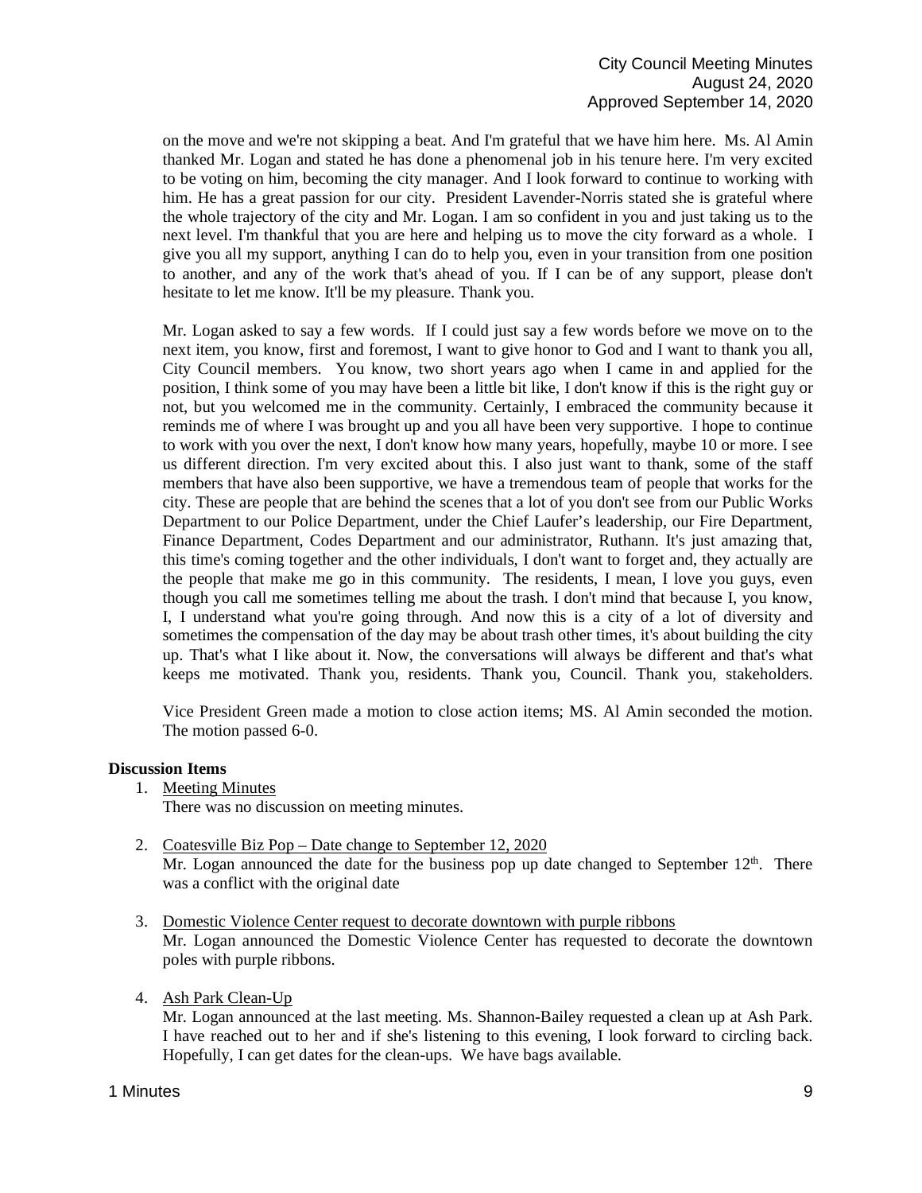on the move and we're not skipping a beat. And I'm grateful that we have him here. Ms. Al Amin thanked Mr. Logan and stated he has done a phenomenal job in his tenure here. I'm very excited to be voting on him, becoming the city manager. And I look forward to continue to working with him. He has a great passion for our city. President Lavender-Norris stated she is grateful where the whole trajectory of the city and Mr. Logan. I am so confident in you and just taking us to the next level. I'm thankful that you are here and helping us to move the city forward as a whole. I give you all my support, anything I can do to help you, even in your transition from one position to another, and any of the work that's ahead of you. If I can be of any support, please don't hesitate to let me know. It'll be my pleasure. Thank you.

Mr. Logan asked to say a few words. If I could just say a few words before we move on to the next item, you know, first and foremost, I want to give honor to God and I want to thank you all, City Council members. You know, two short years ago when I came in and applied for the position, I think some of you may have been a little bit like, I don't know if this is the right guy or not, but you welcomed me in the community. Certainly, I embraced the community because it reminds me of where I was brought up and you all have been very supportive. I hope to continue to work with you over the next, I don't know how many years, hopefully, maybe 10 or more. I see us different direction. I'm very excited about this. I also just want to thank, some of the staff members that have also been supportive, we have a tremendous team of people that works for the city. These are people that are behind the scenes that a lot of you don't see from our Public Works Department to our Police Department, under the Chief Laufer's leadership, our Fire Department, Finance Department, Codes Department and our administrator, Ruthann. It's just amazing that, this time's coming together and the other individuals, I don't want to forget and, they actually are the people that make me go in this community. The residents, I mean, I love you guys, even though you call me sometimes telling me about the trash. I don't mind that because I, you know, I, I understand what you're going through. And now this is a city of a lot of diversity and sometimes the compensation of the day may be about trash other times, it's about building the city up. That's what I like about it. Now, the conversations will always be different and that's what keeps me motivated. Thank you, residents. Thank you, Council. Thank you, stakeholders.

Vice President Green made a motion to close action items; MS. Al Amin seconded the motion. The motion passed 6-0.

**Discussion Items**

1. Meeting Minutes
   There was no discussion on meeting minutes.

2. Coatesville Biz Pop – Date change to September 12, 2020
   Mr. Logan announced the date for the business pop up date changed to September 12th. There was a conflict with the original date

3. Domestic Violence Center request to decorate downtown with purple ribbons
   Mr. Logan announced the Domestic Violence Center has requested to decorate the downtown poles with purple ribbons.

4. Ash Park Clean-Up
   Mr. Logan announced at the last meeting. Ms. Shannon-Bailey requested a clean up at Ash Park. I have reached out to her and if she's listening to this evening, I look forward to circling back. Hopefully, I can get dates for the clean-ups. We have bags available.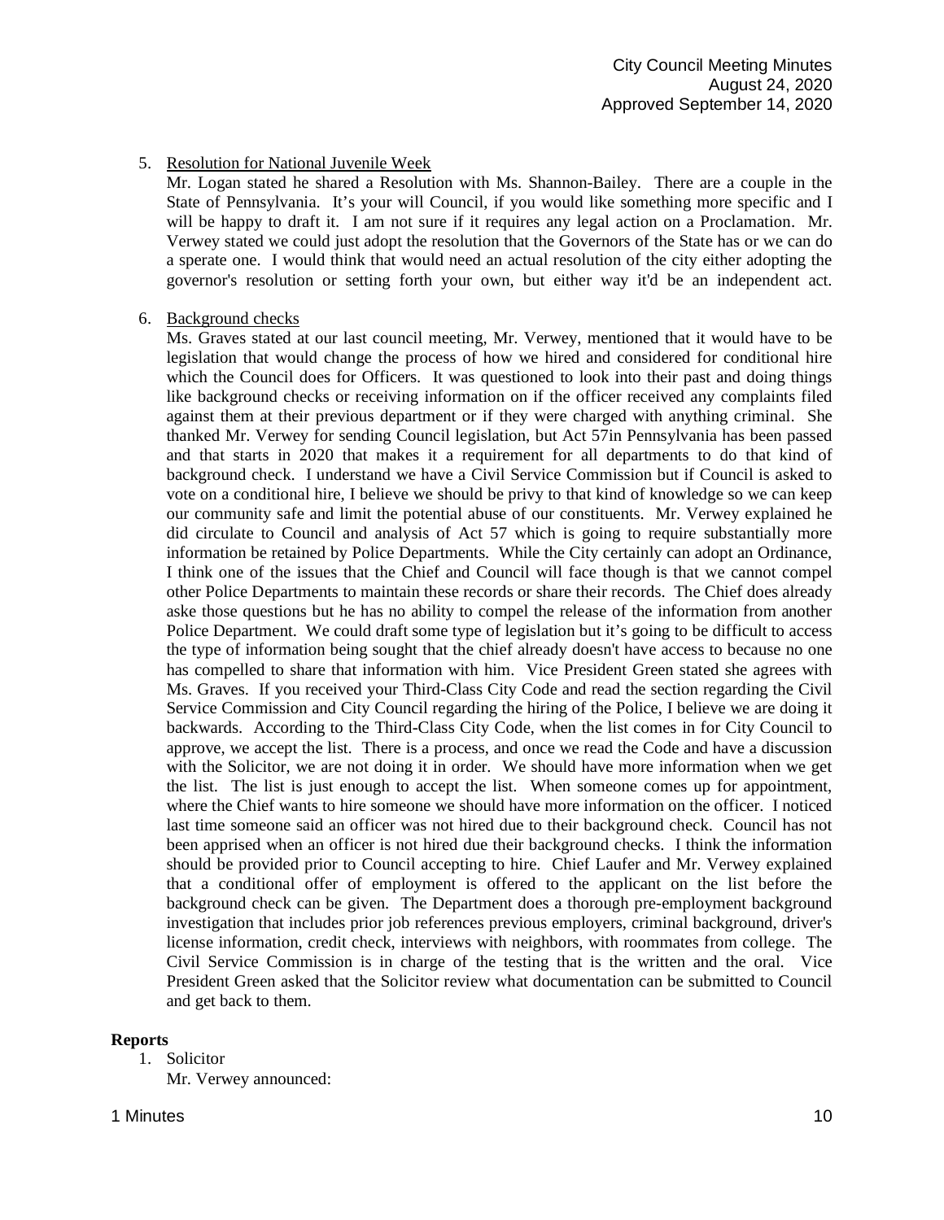5. Resolution for National Juvenile Week

   Mr. Logan stated he shared a Resolution with Ms. Shannon-Bailey. There are a couple in the State of Pennsylvania. It's your will Council, if you would like something more specific and I will be happy to draft it. I am not sure if it requires any legal action on a Proclamation. Mr. Verwey stated we could just adopt the resolution that the Governors of the State has or we can do a sperate one. I would think that would need an actual resolution of the city either adopting the governor's resolution or setting forth your own, but either way it'd be an independent act.

6. Background checks

   Ms. Graves stated at our last council meeting, Mr. Verwey, mentioned that it would have to be legislation that would change the process of how we hired and considered for conditional hire which the Council does for Officers. It was questioned to look into their past and doing things like background checks or receiving information on if the officer received any complaints filed against them at their previous department or if they were charged with anything criminal. She thanked Mr. Verwey for sending Council legislation, but Act 57in Pennsylvania has been passed and that starts in 2020 that makes it a requirement for all departments to do that kind of background check. I understand we have a Civil Service Commission but if Council is asked to vote on a conditional hire, I believe we should be privy to that kind of knowledge so we can keep our community safe and limit the potential abuse of our constituents. Mr. Verwey explained he did circulate to Council and analysis of Act 57 which is going to require substantially more information be retained by Police Departments. While the City certainly can adopt an Ordinance, I think one of the issues that the Chief and Council will face though is that we cannot compel other Police Departments to maintain these records or share their records. The Chief does already aske those questions but he has no ability to compel the release of the information from another Police Department. We could draft some type of legislation but it's going to be difficult to access the type of information being sought that the chief already doesn't have access to because no one has compelled to share that information with him. Vice President Green stated she agrees with Ms. Graves. If you received your Third-Class City Code and read the section regarding the Civil Service Commission and City Council regarding the hiring of the Police, I believe we are doing it backwards. According to the Third-Class City Code, when the list comes in for City Council to approve, we accept the list. There is a process, and once we read the Code and have a discussion with the Solicitor, we are not doing it in order. We should have more information when we get the list. The list is just enough to accept the list. When someone comes up for appointment, where the Chief wants to hire someone we should have more information on the officer. I noticed last time someone said an officer was not hired due to their background check. Council has not been apprised when an officer is not hired due their background checks. I think the information should be provided prior to Council accepting to hire. Chief Laufer and Mr. Verwey explained that a conditional offer of employment is offered to the applicant on the list before the background check can be given. The Department does a thorough pre-employment background investigation that includes prior job references previous employers, criminal background, driver's license information, credit check, interviews with neighbors, with roommates from college. The Civil Service Commission is in charge of the testing that is the written and the oral. Vice President Green asked that the Solicitor review what documentation can be submitted to Council and get back to them.

**Reports**

1. Solicitor

   Mr. Verwey announced: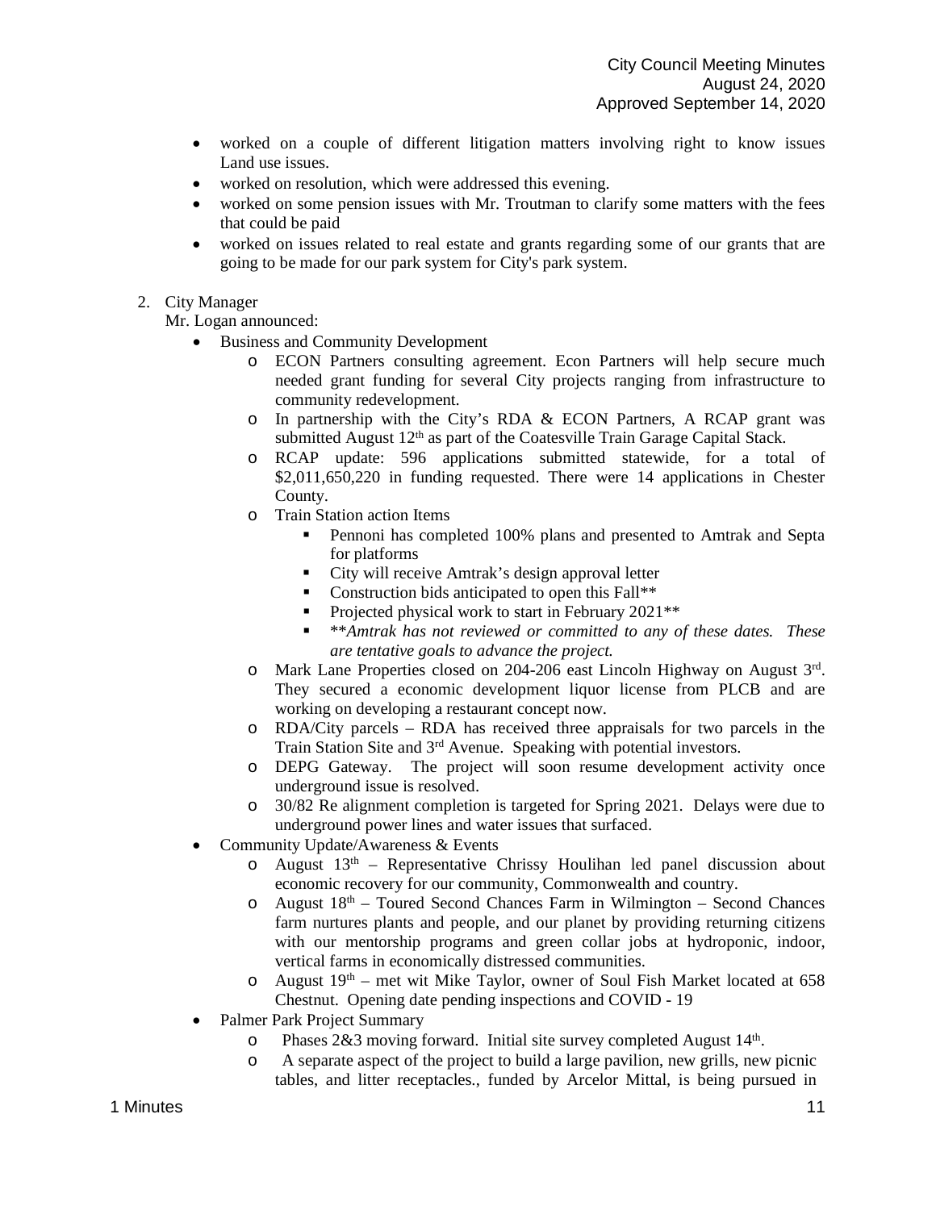- worked on a couple of different litigation matters involving right to know issues Land use issues.
- worked on resolution, which were addressed this evening.
- worked on some pension issues with Mr. Troutman to clarify some matters with the fees that could be paid
- worked on issues related to real estate and grants regarding some of our grants that are going to be made for our park system for City's park system.

2. City Manager

   Mr. Logan announced:

   - Business and Community Development
     - ECON Partners consulting agreement. Econ Partners will help secure much needed grant funding for several City projects ranging from infrastructure to community redevelopment.
     - In partnership with the City's RDA & ECON Partners, A RCAP grant was submitted August 12th as part of the Coatesville Train Garage Capital Stack.
     - RCAP update: 596 applications submitted statewide, for a total of $2,011,650,220 in funding requested. There were 14 applications in Chester County.
     - Train Station action Items
       - Pennoni has completed 100% plans and presented to Amtrak and Septa for platforms
       - City will receive Amtrak's design approval letter
       - Construction bids anticipated to open this Fall**
       - Projected physical work to start in February 2021**
       - *\*\*Amtrak has not reviewed or committed to any of these dates. These are tentative goals to advance the project.*
     - Mark Lane Properties closed on 204-206 east Lincoln Highway on August 3rd. They secured a economic development liquor license from PLCB and are working on developing a restaurant concept now.
     - RDA/City parcels – RDA has received three appraisals for two parcels in the Train Station Site and 3rd Avenue. Speaking with potential investors.
     - DEPG Gateway. The project will soon resume development activity once underground issue is resolved.
     - 30/82 Re alignment completion is targeted for Spring 2021. Delays were due to underground power lines and water issues that surfaced.
   - Community Update/Awareness & Events
     - August 13th – Representative Chrissy Houlihan led panel discussion about economic recovery for our community, Commonwealth and country.
     - August 18th – Toured Second Chances Farm in Wilmington – Second Chances farm nurtures plants and people, and our planet by providing returning citizens with our mentorship programs and green collar jobs at hydroponic, indoor, vertical farms in economically distressed communities.
     - August 19th – met wit Mike Taylor, owner of Soul Fish Market located at 658 Chestnut. Opening date pending inspections and COVID - 19
   - Palmer Park Project Summary
     - Phases 2&3 moving forward. Initial site survey completed August 14th.
     - A separate aspect of the project to build a large pavilion, new grills, new picnic tables, and litter receptacles., funded by Arcelor Mittal, is being pursued in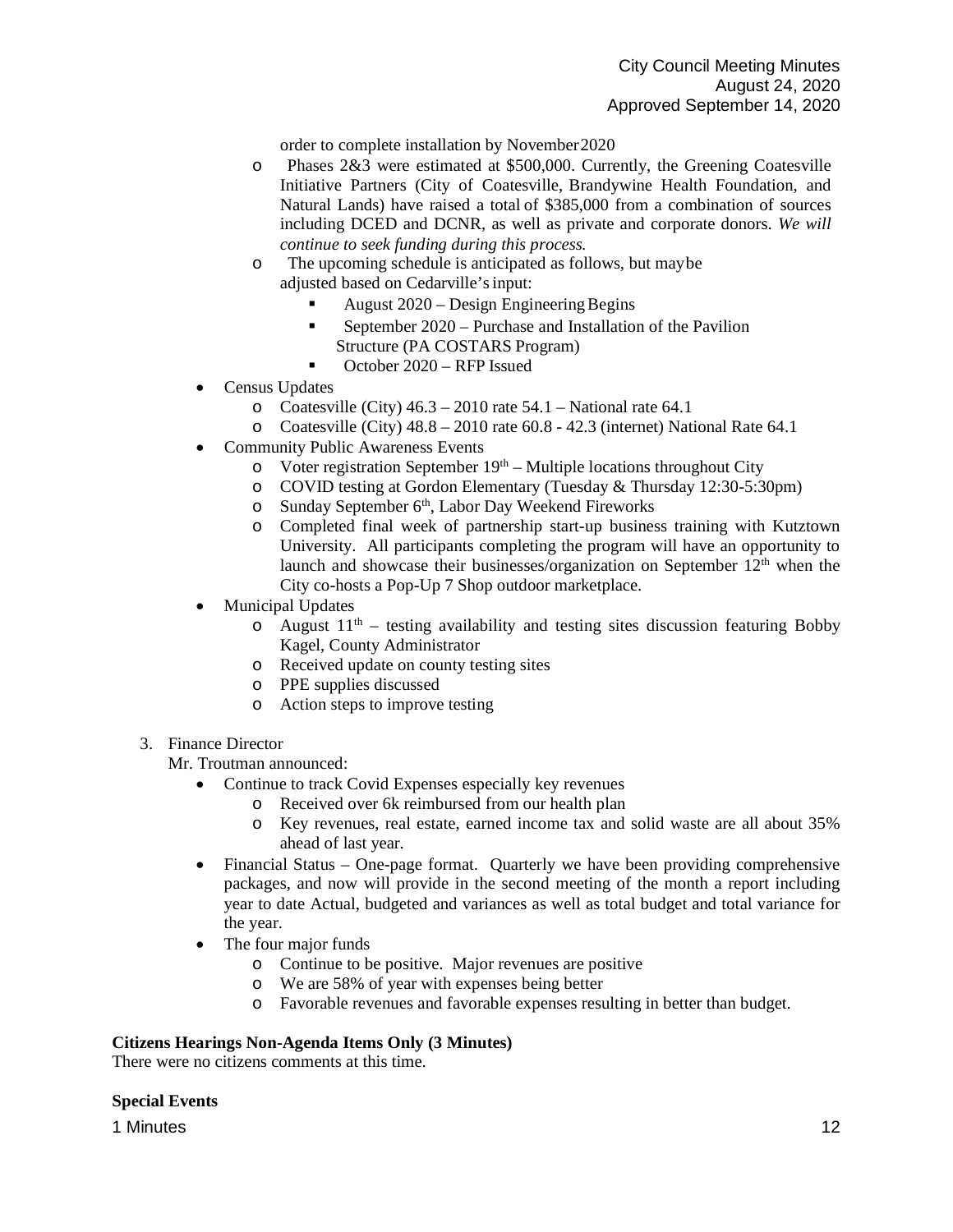order to complete installation by November 2020

  - Phases 2&3 were estimated at $500,000. Currently, the Greening Coatesville Initiative Partners (City of Coatesville, Brandywine Health Foundation, and Natural Lands) have raised a total of $385,000 from a combination of sources including DCED and DCNR, as well as private and corporate donors. *We will continue to seek funding during this process.*
  - The upcoming schedule is anticipated as follows, but maybe adjusted based on Cedarville's input:
    - August 2020 – Design Engineering Begins
    - September 2020 – Purchase and Installation of the Pavilion Structure (PA COSTARS Program)
    - October 2020 – RFP Issued
- Census Updates
  - Coatesville (City) 46.3 – 2010 rate 54.1 – National rate 64.1
  - Coatesville (City) 48.8 – 2010 rate 60.8 - 42.3 (internet) National Rate 64.1
- Community Public Awareness Events
  - Voter registration September 19th – Multiple locations throughout City
  - COVID testing at Gordon Elementary (Tuesday & Thursday 12:30-5:30pm)
  - Sunday September 6th, Labor Day Weekend Fireworks
  - Completed final week of partnership start-up business training with Kutztown University. All participants completing the program will have an opportunity to launch and showcase their businesses/organization on September 12th when the City co-hosts a Pop-Up 7 Shop outdoor marketplace.
- Municipal Updates
  - August 11th – testing availability and testing sites discussion featuring Bobby Kagel, County Administrator
  - Received update on county testing sites
  - PPE supplies discussed
  - Action steps to improve testing

3. Finance Director

   Mr. Troutman announced:

   - Continue to track Covid Expenses especially key revenues
     - Received over 6k reimbursed from our health plan
     - Key revenues, real estate, earned income tax and solid waste are all about 35% ahead of last year.
   - Financial Status – One-page format. Quarterly we have been providing comprehensive packages, and now will provide in the second meeting of the month a report including year to date Actual, budgeted and variances as well as total budget and total variance for the year.
   - The four major funds
     - Continue to be positive. Major revenues are positive
     - We are 58% of year with expenses being better
     - Favorable revenues and favorable expenses resulting in better than budget.

**Citizens Hearings Non-Agenda Items Only (3 Minutes)**

There were no citizens comments at this time.

**Special Events**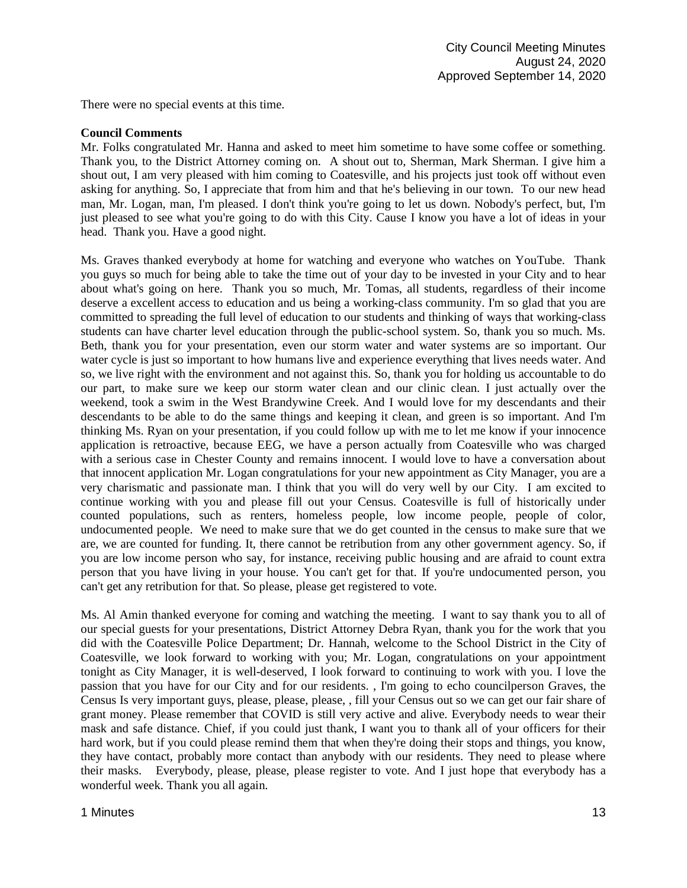There were no special events at this time.

**Council Comments**

Mr. Folks congratulated Mr. Hanna and asked to meet him sometime to have some coffee or something. Thank you, to the District Attorney coming on. A shout out to, Sherman, Mark Sherman. I give him a shout out, I am very pleased with him coming to Coatesville, and his projects just took off without even asking for anything. So, I appreciate that from him and that he's believing in our town. To our new head man, Mr. Logan, man, I'm pleased. I don't think you're going to let us down. Nobody's perfect, but, I'm just pleased to see what you're going to do with this City. Cause I know you have a lot of ideas in your head. Thank you. Have a good night.

Ms. Graves thanked everybody at home for watching and everyone who watches on YouTube. Thank you guys so much for being able to take the time out of your day to be invested in your City and to hear about what's going on here. Thank you so much, Mr. Tomas, all students, regardless of their income deserve a excellent access to education and us being a working-class community. I'm so glad that you are committed to spreading the full level of education to our students and thinking of ways that working-class students can have charter level education through the public-school system. So, thank you so much. Ms. Beth, thank you for your presentation, even our storm water and water systems are so important. Our water cycle is just so important to how humans live and experience everything that lives needs water. And so, we live right with the environment and not against this. So, thank you for holding us accountable to do our part, to make sure we keep our storm water clean and our clinic clean. I just actually over the weekend, took a swim in the West Brandywine Creek. And I would love for my descendants and their descendants to be able to do the same things and keeping it clean, and green is so important. And I'm thinking Ms. Ryan on your presentation, if you could follow up with me to let me know if your innocence application is retroactive, because EEG, we have a person actually from Coatesville who was charged with a serious case in Chester County and remains innocent. I would love to have a conversation about that innocent application Mr. Logan congratulations for your new appointment as City Manager, you are a very charismatic and passionate man. I think that you will do very well by our City. I am excited to continue working with you and please fill out your Census. Coatesville is full of historically under counted populations, such as renters, homeless people, low income people, people of color, undocumented people. We need to make sure that we do get counted in the census to make sure that we are, we are counted for funding. It, there cannot be retribution from any other government agency. So, if you are low income person who say, for instance, receiving public housing and are afraid to count extra person that you have living in your house. You can't get for that. If you're undocumented person, you can't get any retribution for that. So please, please get registered to vote.

Ms. Al Amin thanked everyone for coming and watching the meeting. I want to say thank you to all of our special guests for your presentations, District Attorney Debra Ryan, thank you for the work that you did with the Coatesville Police Department; Dr. Hannah, welcome to the School District in the City of Coatesville, we look forward to working with you; Mr. Logan, congratulations on your appointment tonight as City Manager, it is well-deserved, I look forward to continuing to work with you. I love the passion that you have for our City and for our residents. , I'm going to echo councilperson Graves, the Census Is very important guys, please, please, please, , fill your Census out so we can get our fair share of grant money. Please remember that COVID is still very active and alive. Everybody needs to wear their mask and safe distance. Chief, if you could just thank, I want you to thank all of your officers for their hard work, but if you could please remind them that when they're doing their stops and things, you know, they have contact, probably more contact than anybody with our residents. They need to please where their masks. Everybody, please, please, please register to vote. And I just hope that everybody has a wonderful week. Thank you all again.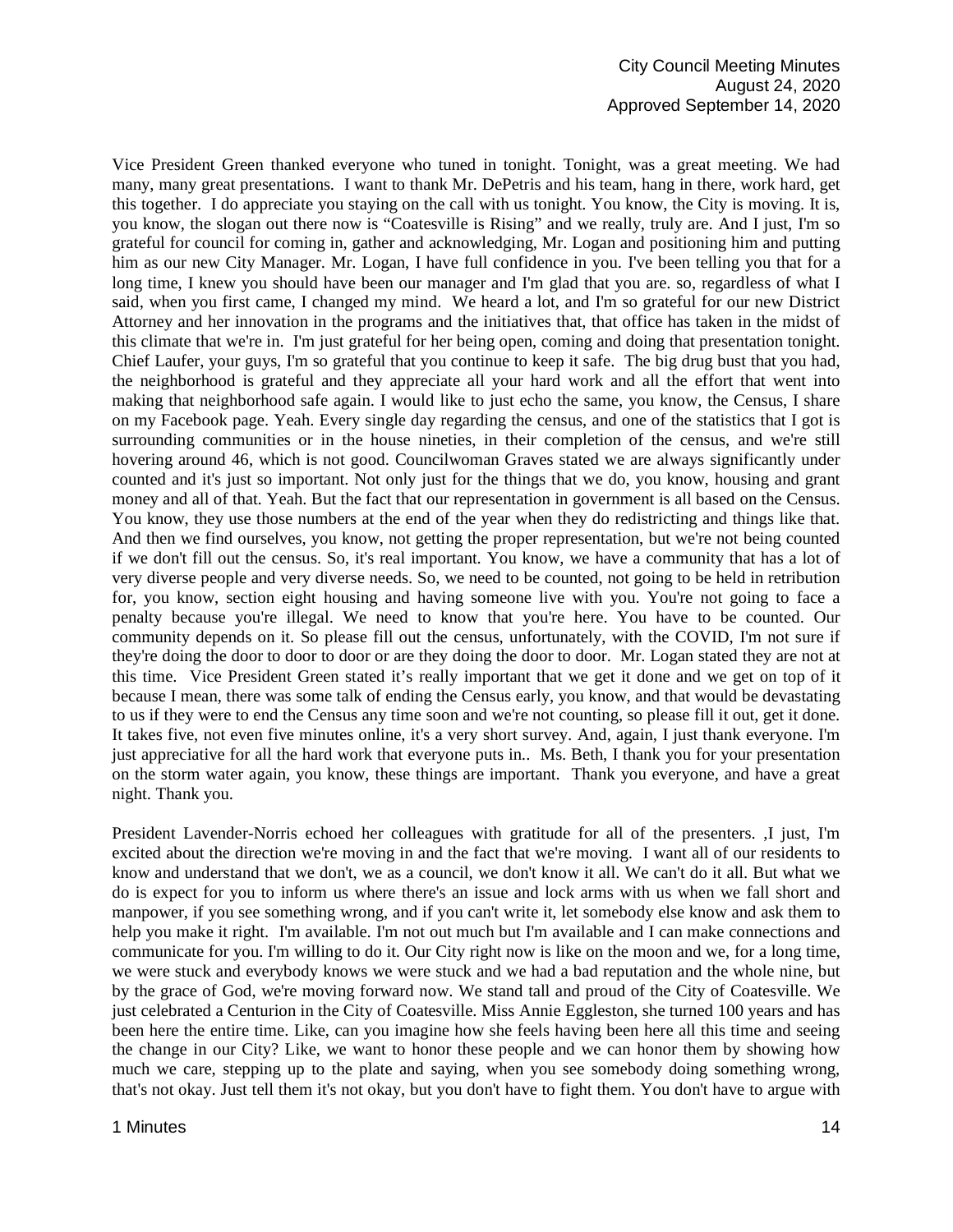Vice President Green thanked everyone who tuned in tonight. Tonight, was a great meeting. We had many, many great presentations. I want to thank Mr. DePetris and his team, hang in there, work hard, get this together. I do appreciate you staying on the call with us tonight. You know, the City is moving. It is, you know, the slogan out there now is "Coatesville is Rising" and we really, truly are. And I just, I'm so grateful for council for coming in, gather and acknowledging, Mr. Logan and positioning him and putting him as our new City Manager. Mr. Logan, I have full confidence in you. I've been telling you that for a long time, I knew you should have been our manager and I'm glad that you are. so, regardless of what I said, when you first came, I changed my mind. We heard a lot, and I'm so grateful for our new District Attorney and her innovation in the programs and the initiatives that, that office has taken in the midst of this climate that we're in. I'm just grateful for her being open, coming and doing that presentation tonight. Chief Laufer, your guys, I'm so grateful that you continue to keep it safe. The big drug bust that you had, the neighborhood is grateful and they appreciate all your hard work and all the effort that went into making that neighborhood safe again. I would like to just echo the same, you know, the Census, I share on my Facebook page. Yeah. Every single day regarding the census, and one of the statistics that I got is surrounding communities or in the house nineties, in their completion of the census, and we're still hovering around 46, which is not good. Councilwoman Graves stated we are always significantly under counted and it's just so important. Not only just for the things that we do, you know, housing and grant money and all of that. Yeah. But the fact that our representation in government is all based on the Census. You know, they use those numbers at the end of the year when they do redistricting and things like that. And then we find ourselves, you know, not getting the proper representation, but we're not being counted if we don't fill out the census. So, it's real important. You know, we have a community that has a lot of very diverse people and very diverse needs. So, we need to be counted, not going to be held in retribution for, you know, section eight housing and having someone live with you. You're not going to face a penalty because you're illegal. We need to know that you're here. You have to be counted. Our community depends on it. So please fill out the census, unfortunately, with the COVID, I'm not sure if they're doing the door to door to door or are they doing the door to door. Mr. Logan stated they are not at this time. Vice President Green stated it's really important that we get it done and we get on top of it because I mean, there was some talk of ending the Census early, you know, and that would be devastating to us if they were to end the Census any time soon and we're not counting, so please fill it out, get it done. It takes five, not even five minutes online, it's a very short survey. And, again, I just thank everyone. I'm just appreciative for all the hard work that everyone puts in.. Ms. Beth, I thank you for your presentation on the storm water again, you know, these things are important. Thank you everyone, and have a great night. Thank you.

President Lavender-Norris echoed her colleagues with gratitude for all of the presenters. ,I just, I'm excited about the direction we're moving in and the fact that we're moving. I want all of our residents to know and understand that we don't, we as a council, we don't know it all. We can't do it all. But what we do is expect for you to inform us where there's an issue and lock arms with us when we fall short and manpower, if you see something wrong, and if you can't write it, let somebody else know and ask them to help you make it right. I'm available. I'm not out much but I'm available and I can make connections and communicate for you. I'm willing to do it. Our City right now is like on the moon and we, for a long time, we were stuck and everybody knows we were stuck and we had a bad reputation and the whole nine, but by the grace of God, we're moving forward now. We stand tall and proud of the City of Coatesville. We just celebrated a Centurion in the City of Coatesville. Miss Annie Eggleston, she turned 100 years and has been here the entire time. Like, can you imagine how she feels having been here all this time and seeing the change in our City? Like, we want to honor these people and we can honor them by showing how much we care, stepping up to the plate and saying, when you see somebody doing something wrong, that's not okay. Just tell them it's not okay, but you don't have to fight them. You don't have to argue with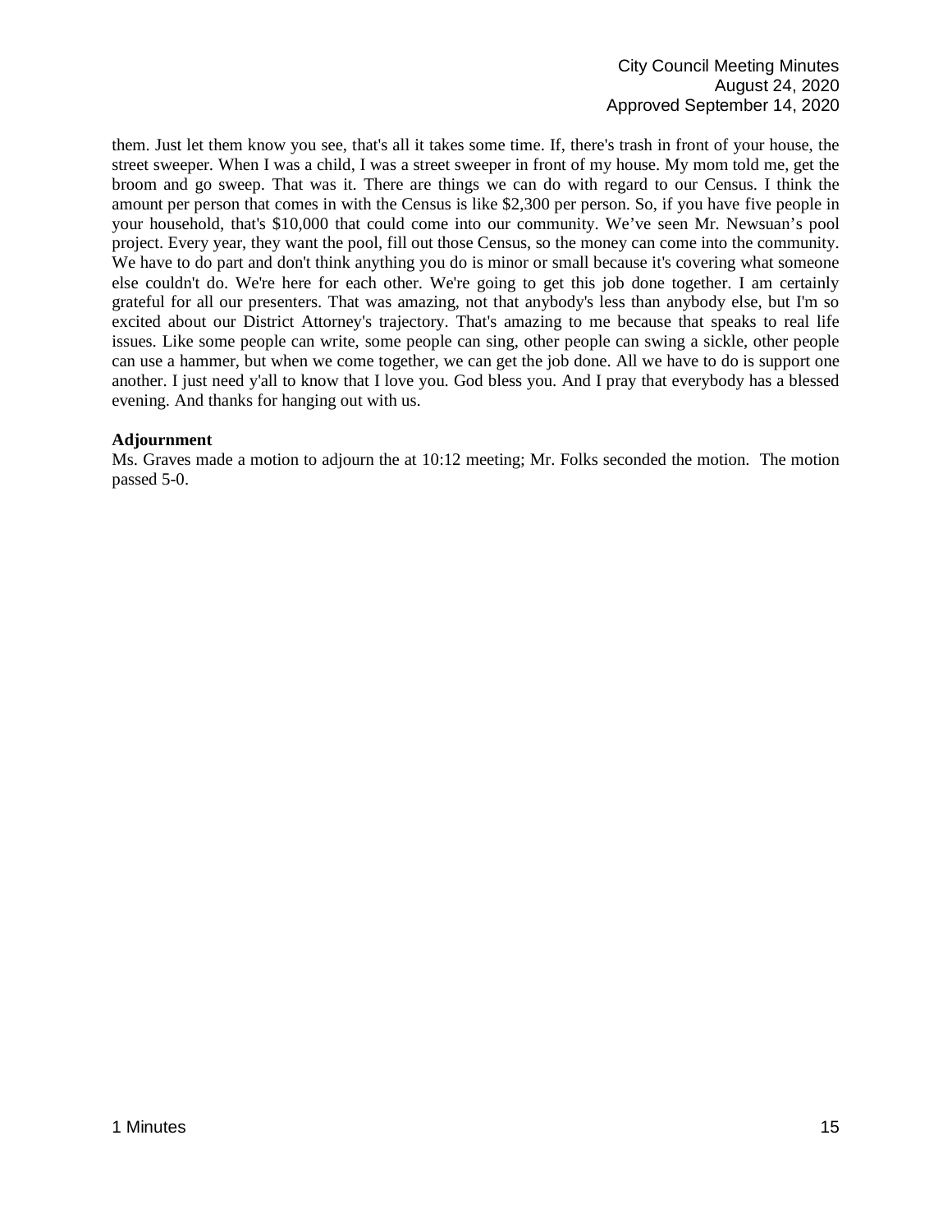them. Just let them know you see, that's all it takes some time. If, there's trash in front of your house, the street sweeper. When I was a child, I was a street sweeper in front of my house. My mom told me, get the broom and go sweep. That was it. There are things we can do with regard to our Census. I think the amount per person that comes in with the Census is like $2,300 per person. So, if you have five people in your household, that's $10,000 that could come into our community. We've seen Mr. Newsuan's pool project. Every year, they want the pool, fill out those Census, so the money can come into the community. We have to do part and don't think anything you do is minor or small because it's covering what someone else couldn't do. We're here for each other. We're going to get this job done together. I am certainly grateful for all our presenters. That was amazing, not that anybody's less than anybody else, but I'm so excited about our District Attorney's trajectory. That's amazing to me because that speaks to real life issues. Like some people can write, some people can sing, other people can swing a sickle, other people can use a hammer, but when we come together, we can get the job done. All we have to do is support one another. I just need y'all to know that I love you. God bless you. And I pray that everybody has a blessed evening. And thanks for hanging out with us.

**Adjournment**

Ms. Graves made a motion to adjourn the at 10:12 meeting; Mr. Folks seconded the motion. The motion passed 5-0.